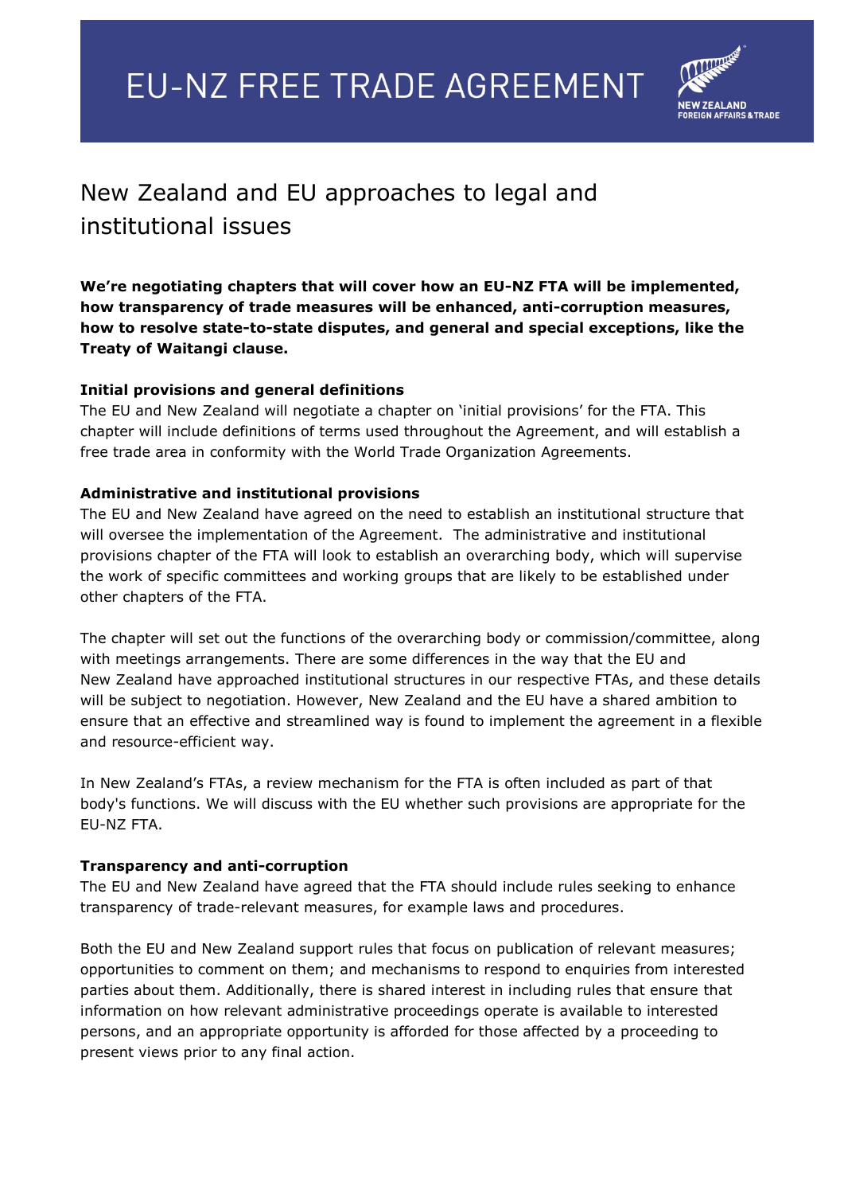# EU-NZ FREE TRADE AGREEMENT

NEW ZEALAND FOREIGN AFFAIRS & TRADE

## New Zealand and EU approaches to legal and institutional issues

**We're negotiating chapters that will cover how an EU-NZ FTA will be implemented, how transparency of trade measures will be enhanced, anti-corruption measures, how to resolve state-to-state disputes, and general and special exceptions, like the Treaty of Waitangi clause.**

### Initial provisions and general definitions

The EU and New Zealand will negotiate a chapter on 'initial provisions' for the FTA. This chapter will include definitions of terms used throughout the Agreement, and will establish a free trade area in conformity with the World Trade Organization Agreements.

### Administrative and institutional provisions

The EU and New Zealand have agreed on the need to establish an institutional structure that will oversee the implementation of the Agreement. The administrative and institutional provisions chapter of the FTA will look to establish an overarching body, which will supervise the work of specific committees and working groups that are likely to be established under other chapters of the FTA.

The chapter will set out the functions of the overarching body or commission/committee, along with meetings arrangements. There are some differences in the way that the EU and New Zealand have approached institutional structures in our respective FTAs, and these details will be subject to negotiation. However, New Zealand and the EU have a shared ambition to ensure that an effective and streamlined way is found to implement the agreement in a flexible and resource-efficient way.

In New Zealand's FTAs, a review mechanism for the FTA is often included as part of that body's functions. We will discuss with the EU whether such provisions are appropriate for the EU-NZ FTA.

### Transparency and anti-corruption

The EU and New Zealand have agreed that the FTA should include rules seeking to enhance transparency of trade-relevant measures, for example laws and procedures.

Both the EU and New Zealand support rules that focus on publication of relevant measures; opportunities to comment on them; and mechanisms to respond to enquiries from interested parties about them. Additionally, there is shared interest in including rules that ensure that information on how relevant administrative proceedings operate is available to interested persons, and an appropriate opportunity is afforded for those affected by a proceeding to present views prior to any final action.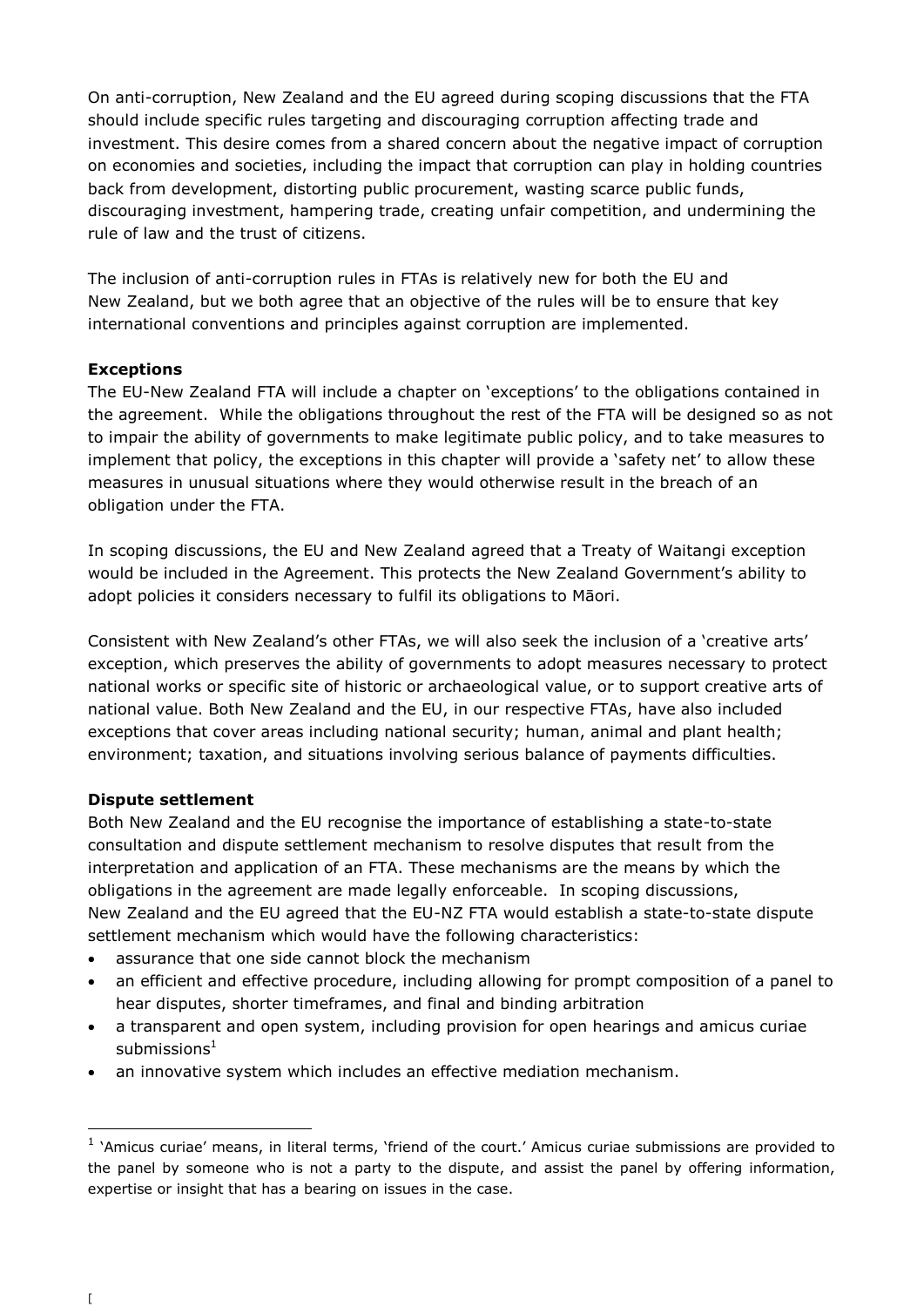On anti-corruption, New Zealand and the EU agreed during scoping discussions that the FTA should include specific rules targeting and discouraging corruption affecting trade and investment. This desire comes from a shared concern about the negative impact of corruption on economies and societies, including the impact that corruption can play in holding countries back from development, distorting public procurement, wasting scarce public funds, discouraging investment, hampering trade, creating unfair competition, and undermining the rule of law and the trust of citizens.

The inclusion of anti-corruption rules in FTAs is relatively new for both the EU and New Zealand, but we both agree that an objective of the rules will be to ensure that key international conventions and principles against corruption are implemented.

**Exceptions**

The EU-New Zealand FTA will include a chapter on 'exceptions' to the obligations contained in the agreement. While the obligations throughout the rest of the FTA will be designed so as not to impair the ability of governments to make legitimate public policy, and to take measures to implement that policy, the exceptions in this chapter will provide a 'safety net' to allow these measures in unusual situations where they would otherwise result in the breach of an obligation under the FTA.

In scoping discussions, the EU and New Zealand agreed that a Treaty of Waitangi exception would be included in the Agreement. This protects the New Zealand Government's ability to adopt policies it considers necessary to fulfil its obligations to Māori.

Consistent with New Zealand's other FTAs, we will also seek the inclusion of a 'creative arts' exception, which preserves the ability of governments to adopt measures necessary to protect national works or specific site of historic or archaeological value, or to support creative arts of national value. Both New Zealand and the EU, in our respective FTAs, have also included exceptions that cover areas including national security; human, animal and plant health; environment; taxation, and situations involving serious balance of payments difficulties.

**Dispute settlement**

Both New Zealand and the EU recognise the importance of establishing a state-to-state consultation and dispute settlement mechanism to resolve disputes that result from the interpretation and application of an FTA. These mechanisms are the means by which the obligations in the agreement are made legally enforceable. In scoping discussions, New Zealand and the EU agreed that the EU-NZ FTA would establish a state-to-state dispute settlement mechanism which would have the following characteristics:

- assurance that one side cannot block the mechanism
- an efficient and effective procedure, including allowing for prompt composition of a panel to hear disputes, shorter timeframes, and final and binding arbitration
- a transparent and open system, including provision for open hearings and amicus curiae submissions[1]
- an innovative system which includes an effective mediation mechanism.

[1] 'Amicus curiae' means, in literal terms, 'friend of the court.' Amicus curiae submissions are provided to the panel by someone who is not a party to the dispute, and assist the panel by offering information, expertise or insight that has a bearing on issues in the case.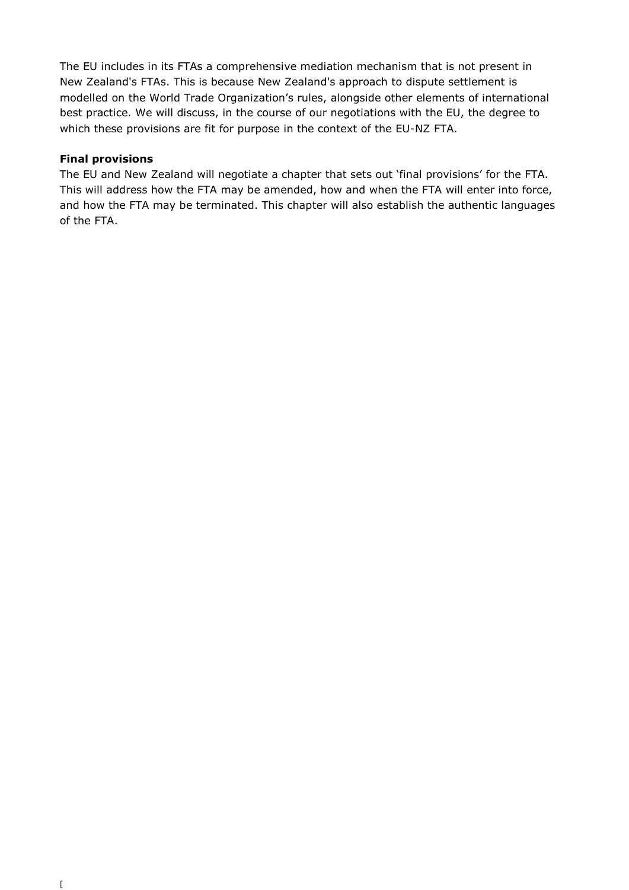The EU includes in its FTAs a comprehensive mediation mechanism that is not present in New Zealand's FTAs. This is because New Zealand's approach to dispute settlement is modelled on the World Trade Organization's rules, alongside other elements of international best practice. We will discuss, in the course of our negotiations with the EU, the degree to which these provisions are fit for purpose in the context of the EU-NZ FTA.

**Final provisions**

The EU and New Zealand will negotiate a chapter that sets out 'final provisions' for the FTA. This will address how the FTA may be amended, how and when the FTA will enter into force, and how the FTA may be terminated. This chapter will also establish the authentic languages of the FTA.